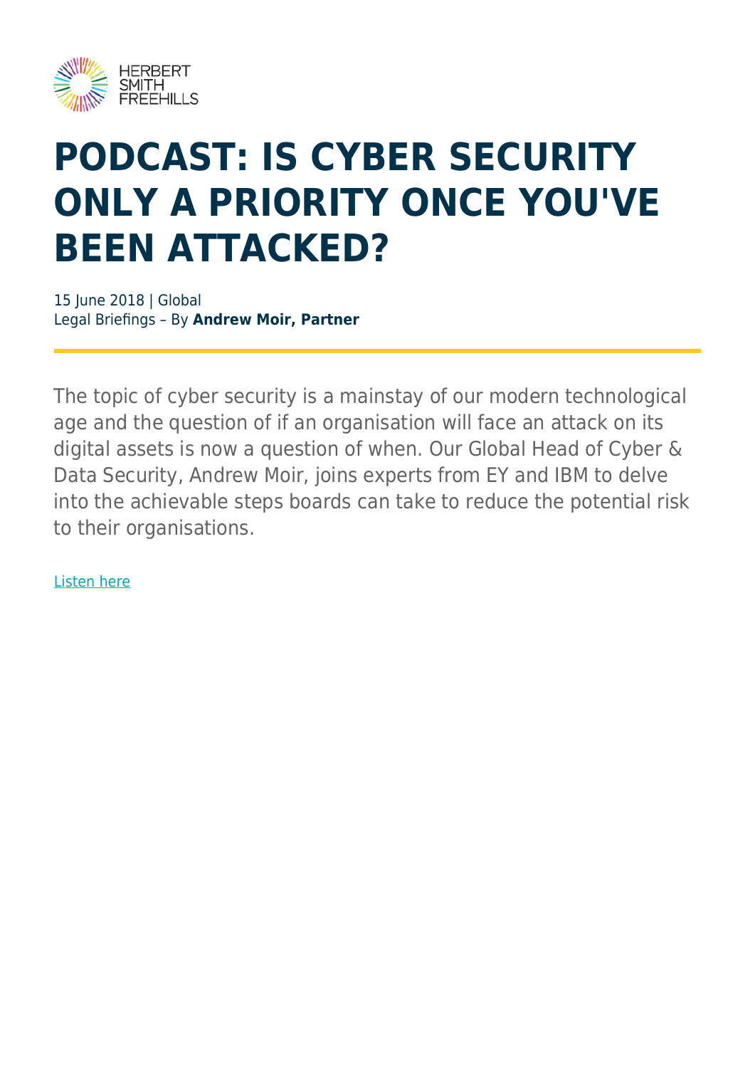# PODCAST: IS CYBER SECURITY ONLY A PRIORITY ONCE YOU'VE BEEN ATTACKED?

15 June 2018 | Global
Legal Briefings – By **Andrew Moir, Partner**

The topic of cyber security is a mainstay of our modern technological age and the question of if an organisation will face an attack on its digital assets is now a question of when. Our Global Head of Cyber & Data Security, Andrew Moir, joins experts from EY and IBM to delve into the achievable steps boards can take to reduce the potential risk to their organisations.

Listen here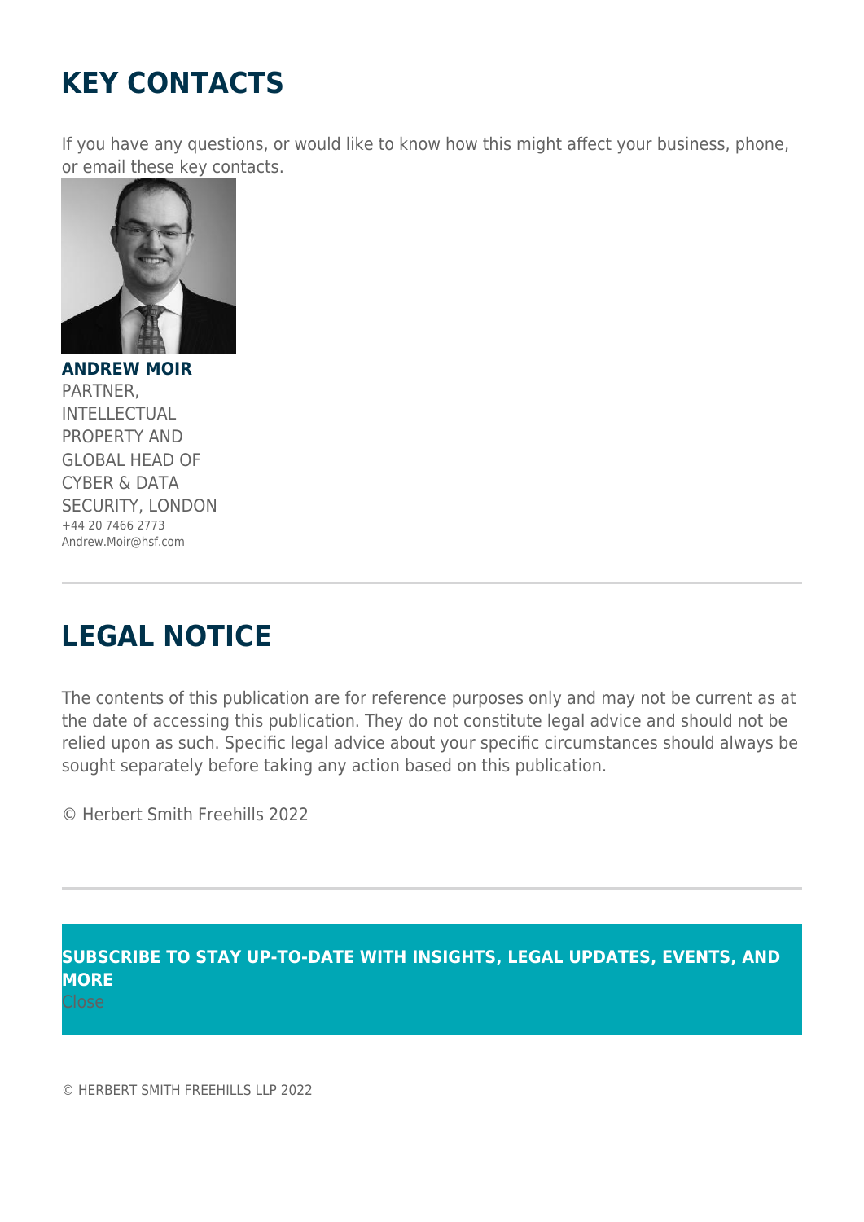## KEY CONTACTS

If you have any questions, or would like to know how this might affect your business, phone, or email these key contacts.

**ANDREW MOIR**
PARTNER, INTELLECTUAL PROPERTY AND GLOBAL HEAD OF CYBER & DATA SECURITY, LONDON
+44 20 7466 2773
Andrew.Moir@hsf.com

---

## LEGAL NOTICE

The contents of this publication are for reference purposes only and may not be current as at the date of accessing this publication. They do not constitute legal advice and should not be relied upon as such. Specific legal advice about your specific circumstances should always be sought separately before taking any action based on this publication.

© Herbert Smith Freehills 2022

---

**SUBSCRIBE TO STAY UP-TO-DATE WITH INSIGHTS, LEGAL UPDATES, EVENTS, AND MORE**
Close

© HERBERT SMITH FREEHILLS LLP 2022